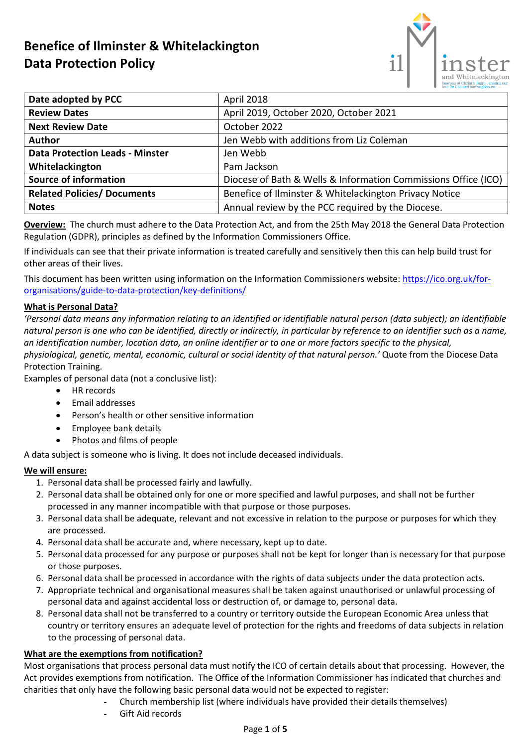# Benefice of Ilminster & Whitelackington
# Data Protection Policy

| | |
|---|---|
| **Date adopted by PCC** | April 2018 |
| **Review Dates** | April 2019, October 2020, October 2021 |
| **Next Review Date** | October 2022 |
| **Author** | Jen Webb with additions from Liz Coleman |
| **Data Protection Leads - Minster**<br>**Whitelackington** | Jen Webb<br>Pam Jackson |
| **Source of information** | Diocese of Bath & Wells & Information Commissions Office (ICO) |
| **Related Policies/ Documents** | Benefice of Ilminster & Whitelackington Privacy Notice |
| **Notes** | Annual review by the PCC required by the Diocese. |

**Overview:** The church must adhere to the Data Protection Act, and from the 25th May 2018 the General Data Protection Regulation (GDPR), principles as defined by the Information Commissioners Office.

If individuals can see that their private information is treated carefully and sensitively then this can help build trust for other areas of their lives.

This document has been written using information on the Information Commissioners website: https://ico.org.uk/for-organisations/guide-to-data-protection/key-definitions/

**What is Personal Data?**

*'Personal data means any information relating to an identified or identifiable natural person (data subject); an identifiable natural person is one who can be identified, directly or indirectly, in particular by reference to an identifier such as a name, an identification number, location data, an online identifier or to one or more factors specific to the physical, physiological, genetic, mental, economic, cultural or social identity of that natural person.'* Quote from the Diocese Data Protection Training.

Examples of personal data (not a conclusive list):

- HR records
- Email addresses
- Person's health or other sensitive information
- Employee bank details
- Photos and films of people

A data subject is someone who is living. It does not include deceased individuals.

**We will ensure:**

1. Personal data shall be processed fairly and lawfully.
2. Personal data shall be obtained only for one or more specified and lawful purposes, and shall not be further processed in any manner incompatible with that purpose or those purposes.
3. Personal data shall be adequate, relevant and not excessive in relation to the purpose or purposes for which they are processed.
4. Personal data shall be accurate and, where necessary, kept up to date.
5. Personal data processed for any purpose or purposes shall not be kept for longer than is necessary for that purpose or those purposes.
6. Personal data shall be processed in accordance with the rights of data subjects under the data protection acts.
7. Appropriate technical and organisational measures shall be taken against unauthorised or unlawful processing of personal data and against accidental loss or destruction of, or damage to, personal data.
8. Personal data shall not be transferred to a country or territory outside the European Economic Area unless that country or territory ensures an adequate level of protection for the rights and freedoms of data subjects in relation to the processing of personal data.

**What are the exemptions from notification?**

Most organisations that process personal data must notify the ICO of certain details about that processing. However, the Act provides exemptions from notification. The Office of the Information Commissioner has indicated that churches and charities that only have the following basic personal data would not be expected to register:

- Church membership list (where individuals have provided their details themselves)
- Gift Aid records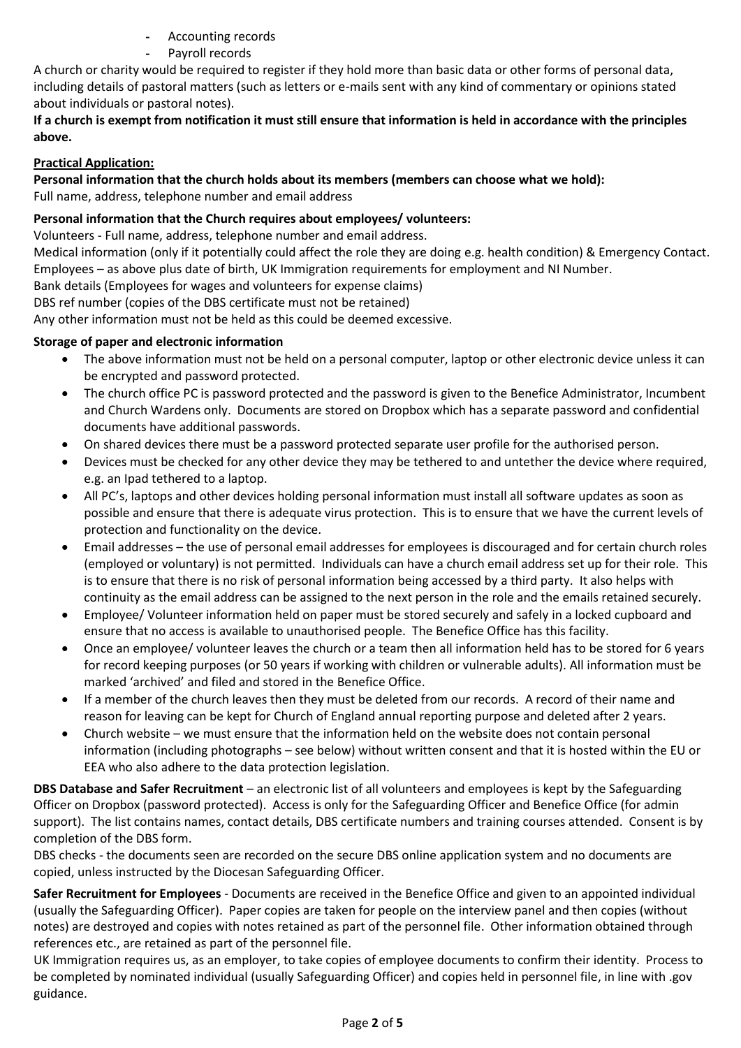- Accounting records
- Payroll records

A church or charity would be required to register if they hold more than basic data or other forms of personal data, including details of pastoral matters (such as letters or e-mails sent with any kind of commentary or opinions stated about individuals or pastoral notes).

**If a church is exempt from notification it must still ensure that information is held in accordance with the principles above.**

**Practical Application:**

**Personal information that the church holds about its members (members can choose what we hold):**
Full name, address, telephone number and email address

**Personal information that the Church requires about employees/ volunteers:**

Volunteers - Full name, address, telephone number and email address.
Medical information (only if it potentially could affect the role they are doing e.g. health condition) & Emergency Contact.
Employees – as above plus date of birth, UK Immigration requirements for employment and NI Number.
Bank details (Employees for wages and volunteers for expense claims)
DBS ref number (copies of the DBS certificate must not be retained)
Any other information must not be held as this could be deemed excessive.

**Storage of paper and electronic information**

- The above information must not be held on a personal computer, laptop or other electronic device unless it can be encrypted and password protected.
- The church office PC is password protected and the password is given to the Benefice Administrator, Incumbent and Church Wardens only. Documents are stored on Dropbox which has a separate password and confidential documents have additional passwords.
- On shared devices there must be a password protected separate user profile for the authorised person.
- Devices must be checked for any other device they may be tethered to and untether the device where required, e.g. an Ipad tethered to a laptop.
- All PC's, laptops and other devices holding personal information must install all software updates as soon as possible and ensure that there is adequate virus protection. This is to ensure that we have the current levels of protection and functionality on the device.
- Email addresses – the use of personal email addresses for employees is discouraged and for certain church roles (employed or voluntary) is not permitted. Individuals can have a church email address set up for their role. This is to ensure that there is no risk of personal information being accessed by a third party. It also helps with continuity as the email address can be assigned to the next person in the role and the emails retained securely.
- Employee/ Volunteer information held on paper must be stored securely and safely in a locked cupboard and ensure that no access is available to unauthorised people. The Benefice Office has this facility.
- Once an employee/ volunteer leaves the church or a team then all information held has to be stored for 6 years for record keeping purposes (or 50 years if working with children or vulnerable adults). All information must be marked 'archived' and filed and stored in the Benefice Office.
- If a member of the church leaves then they must be deleted from our records. A record of their name and reason for leaving can be kept for Church of England annual reporting purpose and deleted after 2 years.
- Church website – we must ensure that the information held on the website does not contain personal information (including photographs – see below) without written consent and that it is hosted within the EU or EEA who also adhere to the data protection legislation.

**DBS Database and Safer Recruitment** – an electronic list of all volunteers and employees is kept by the Safeguarding Officer on Dropbox (password protected). Access is only for the Safeguarding Officer and Benefice Office (for admin support). The list contains names, contact details, DBS certificate numbers and training courses attended. Consent is by completion of the DBS form.

DBS checks - the documents seen are recorded on the secure DBS online application system and no documents are copied, unless instructed by the Diocesan Safeguarding Officer.

**Safer Recruitment for Employees** - Documents are received in the Benefice Office and given to an appointed individual (usually the Safeguarding Officer). Paper copies are taken for people on the interview panel and then copies (without notes) are destroyed and copies with notes retained as part of the personnel file. Other information obtained through references etc., are retained as part of the personnel file.

UK Immigration requires us, as an employer, to take copies of employee documents to confirm their identity. Process to be completed by nominated individual (usually Safeguarding Officer) and copies held in personnel file, in line with .gov guidance.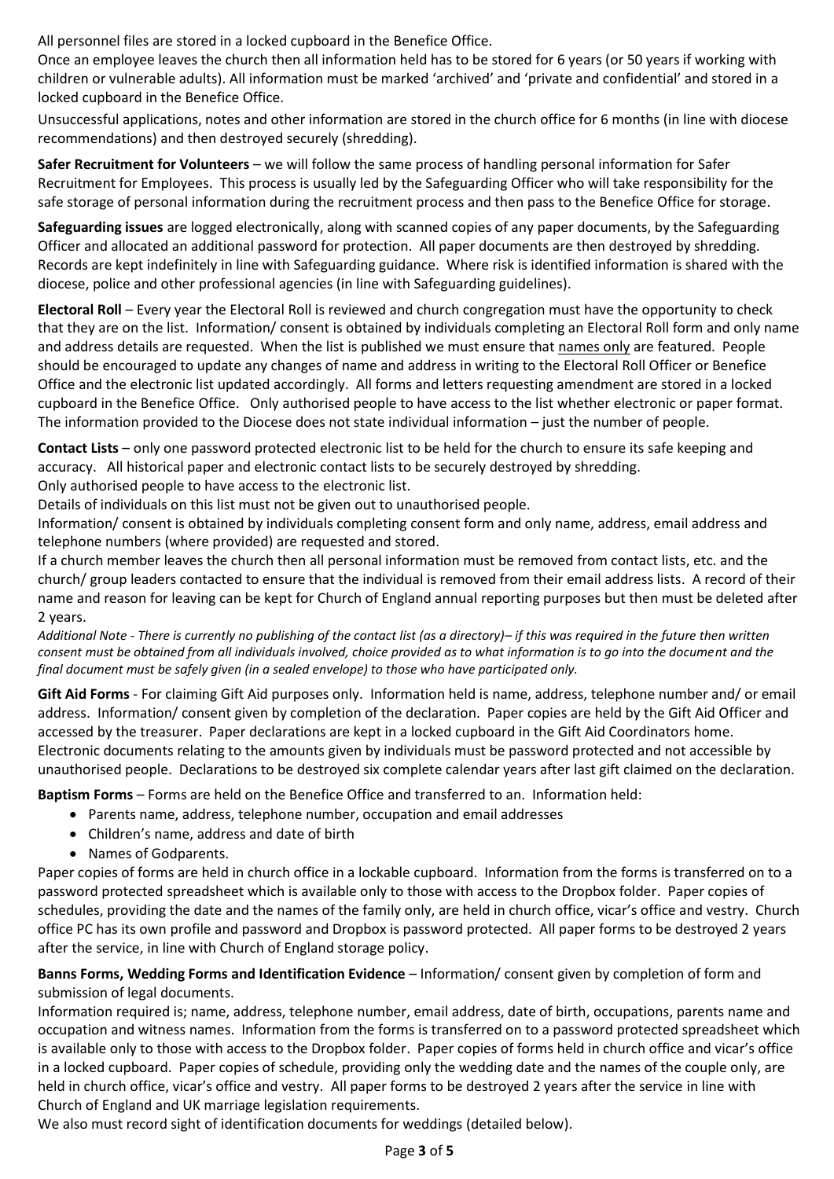All personnel files are stored in a locked cupboard in the Benefice Office.

Once an employee leaves the church then all information held has to be stored for 6 years (or 50 years if working with children or vulnerable adults). All information must be marked 'archived' and 'private and confidential' and stored in a locked cupboard in the Benefice Office.

Unsuccessful applications, notes and other information are stored in the church office for 6 months (in line with diocese recommendations) and then destroyed securely (shredding).

**Safer Recruitment for Volunteers** – we will follow the same process of handling personal information for Safer Recruitment for Employees. This process is usually led by the Safeguarding Officer who will take responsibility for the safe storage of personal information during the recruitment process and then pass to the Benefice Office for storage.

**Safeguarding issues** are logged electronically, along with scanned copies of any paper documents, by the Safeguarding Officer and allocated an additional password for protection. All paper documents are then destroyed by shredding. Records are kept indefinitely in line with Safeguarding guidance. Where risk is identified information is shared with the diocese, police and other professional agencies (in line with Safeguarding guidelines).

**Electoral Roll** – Every year the Electoral Roll is reviewed and church congregation must have the opportunity to check that they are on the list. Information/ consent is obtained by individuals completing an Electoral Roll form and only name and address details are requested. When the list is published we must ensure that names only are featured. People should be encouraged to update any changes of name and address in writing to the Electoral Roll Officer or Benefice Office and the electronic list updated accordingly. All forms and letters requesting amendment are stored in a locked cupboard in the Benefice Office. Only authorised people to have access to the list whether electronic or paper format. The information provided to the Diocese does not state individual information – just the number of people.

**Contact Lists** – only one password protected electronic list to be held for the church to ensure its safe keeping and accuracy. All historical paper and electronic contact lists to be securely destroyed by shredding.

Only authorised people to have access to the electronic list.

Details of individuals on this list must not be given out to unauthorised people.

Information/ consent is obtained by individuals completing consent form and only name, address, email address and telephone numbers (where provided) are requested and stored.

If a church member leaves the church then all personal information must be removed from contact lists, etc. and the church/ group leaders contacted to ensure that the individual is removed from their email address lists. A record of their name and reason for leaving can be kept for Church of England annual reporting purposes but then must be deleted after 2 years.

*Additional Note - There is currently no publishing of the contact list (as a directory)– if this was required in the future then written consent must be obtained from all individuals involved, choice provided as to what information is to go into the document and the final document must be safely given (in a sealed envelope) to those who have participated only.*

**Gift Aid Forms** - For claiming Gift Aid purposes only. Information held is name, address, telephone number and/ or email address. Information/ consent given by completion of the declaration. Paper copies are held by the Gift Aid Officer and accessed by the treasurer. Paper declarations are kept in a locked cupboard in the Gift Aid Coordinators home. Electronic documents relating to the amounts given by individuals must be password protected and not accessible by unauthorised people. Declarations to be destroyed six complete calendar years after last gift claimed on the declaration.

**Baptism Forms** – Forms are held on the Benefice Office and transferred to an. Information held:

- Parents name, address, telephone number, occupation and email addresses
- Children's name, address and date of birth
- Names of Godparents.

Paper copies of forms are held in church office in a lockable cupboard. Information from the forms is transferred on to a password protected spreadsheet which is available only to those with access to the Dropbox folder. Paper copies of schedules, providing the date and the names of the family only, are held in church office, vicar's office and vestry. Church office PC has its own profile and password and Dropbox is password protected. All paper forms to be destroyed 2 years after the service, in line with Church of England storage policy.

**Banns Forms, Wedding Forms and Identification Evidence** – Information/ consent given by completion of form and submission of legal documents.

Information required is; name, address, telephone number, email address, date of birth, occupations, parents name and occupation and witness names. Information from the forms is transferred on to a password protected spreadsheet which is available only to those with access to the Dropbox folder. Paper copies of forms held in church office and vicar's office in a locked cupboard. Paper copies of schedule, providing only the wedding date and the names of the couple only, are held in church office, vicar's office and vestry. All paper forms to be destroyed 2 years after the service in line with Church of England and UK marriage legislation requirements.

We also must record sight of identification documents for weddings (detailed below).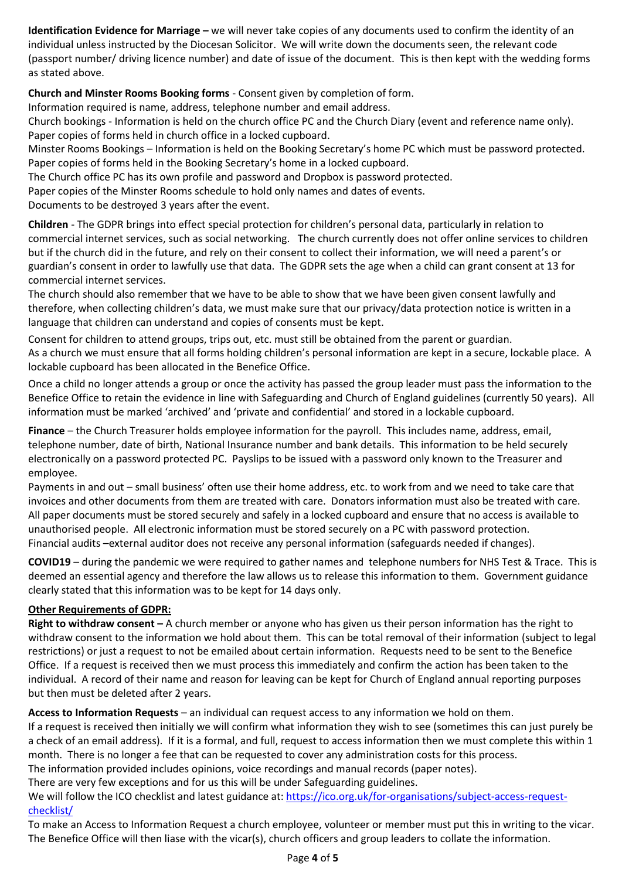**Identification Evidence for Marriage –** we will never take copies of any documents used to confirm the identity of an individual unless instructed by the Diocesan Solicitor. We will write down the documents seen, the relevant code (passport number/ driving licence number) and date of issue of the document. This is then kept with the wedding forms as stated above.

**Church and Minster Rooms Booking forms** - Consent given by completion of form.
Information required is name, address, telephone number and email address.
Church bookings - Information is held on the church office PC and the Church Diary (event and reference name only). Paper copies of forms held in church office in a locked cupboard.
Minster Rooms Bookings – Information is held on the Booking Secretary's home PC which must be password protected. Paper copies of forms held in the Booking Secretary's home in a locked cupboard.
The Church office PC has its own profile and password and Dropbox is password protected.
Paper copies of the Minster Rooms schedule to hold only names and dates of events.
Documents to be destroyed 3 years after the event.

**Children** - The GDPR brings into effect special protection for children's personal data, particularly in relation to commercial internet services, such as social networking. The church currently does not offer online services to children but if the church did in the future, and rely on their consent to collect their information, we will need a parent's or guardian's consent in order to lawfully use that data. The GDPR sets the age when a child can grant consent at 13 for commercial internet services.
The church should also remember that we have to be able to show that we have been given consent lawfully and therefore, when collecting children's data, we must make sure that our privacy/data protection notice is written in a language that children can understand and copies of consents must be kept.

Consent for children to attend groups, trips out, etc. must still be obtained from the parent or guardian.
As a church we must ensure that all forms holding children's personal information are kept in a secure, lockable place. A lockable cupboard has been allocated in the Benefice Office.

Once a child no longer attends a group or once the activity has passed the group leader must pass the information to the Benefice Office to retain the evidence in line with Safeguarding and Church of England guidelines (currently 50 years). All information must be marked 'archived' and 'private and confidential' and stored in a lockable cupboard.

**Finance** – the Church Treasurer holds employee information for the payroll. This includes name, address, email, telephone number, date of birth, National Insurance number and bank details. This information to be held securely electronically on a password protected PC. Payslips to be issued with a password only known to the Treasurer and employee.
Payments in and out – small business' often use their home address, etc. to work from and we need to take care that invoices and other documents from them are treated with care. Donators information must also be treated with care. All paper documents must be stored securely and safely in a locked cupboard and ensure that no access is available to unauthorised people. All electronic information must be stored securely on a PC with password protection.
Financial audits –external auditor does not receive any personal information (safeguards needed if changes).

**COVID19** – during the pandemic we were required to gather names and telephone numbers for NHS Test & Trace. This is deemed an essential agency and therefore the law allows us to release this information to them. Government guidance clearly stated that this information was to be kept for 14 days only.

**Other Requirements of GDPR:**

**Right to withdraw consent –** A church member or anyone who has given us their person information has the right to withdraw consent to the information we hold about them. This can be total removal of their information (subject to legal restrictions) or just a request to not be emailed about certain information. Requests need to be sent to the Benefice Office. If a request is received then we must process this immediately and confirm the action has been taken to the individual. A record of their name and reason for leaving can be kept for Church of England annual reporting purposes but then must be deleted after 2 years.

**Access to Information Requests** – an individual can request access to any information we hold on them.
If a request is received then initially we will confirm what information they wish to see (sometimes this can just purely be a check of an email address). If it is a formal, and full, request to access information then we must complete this within 1 month. There is no longer a fee that can be requested to cover any administration costs for this process.
The information provided includes opinions, voice recordings and manual records (paper notes).
There are very few exceptions and for us this will be under Safeguarding guidelines.
We will follow the ICO checklist and latest guidance at: https://ico.org.uk/for-organisations/subject-access-request-checklist/
To make an Access to Information Request a church employee, volunteer or member must put this in writing to the vicar. The Benefice Office will then liase with the vicar(s), church officers and group leaders to collate the information.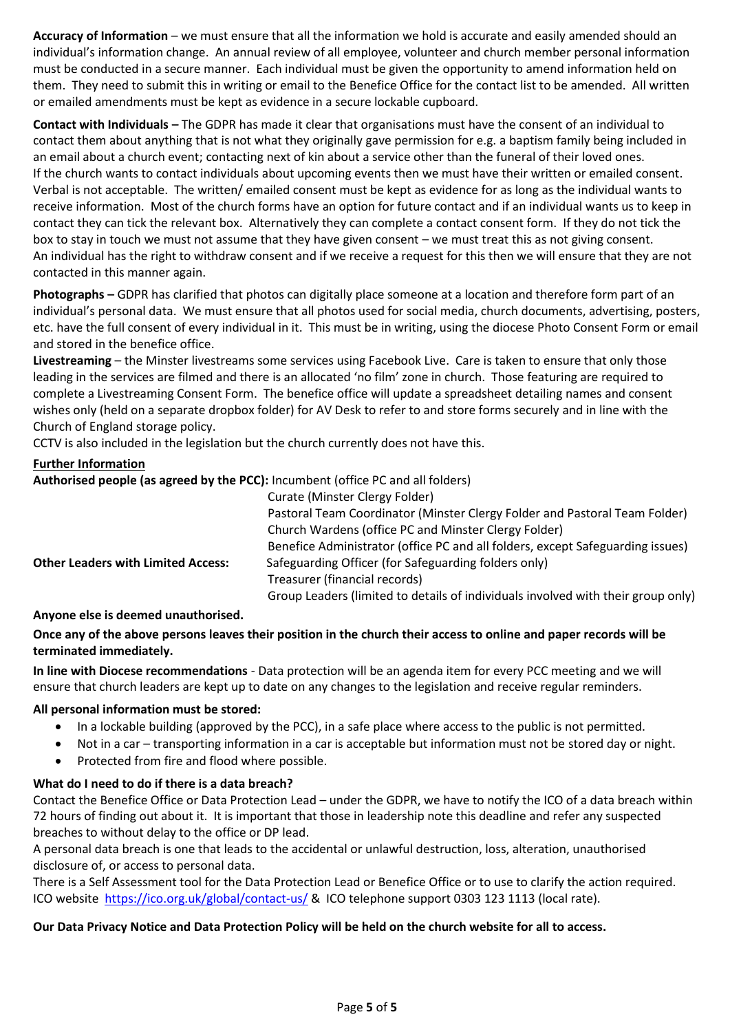**Accuracy of Information** – we must ensure that all the information we hold is accurate and easily amended should an individual's information change. An annual review of all employee, volunteer and church member personal information must be conducted in a secure manner. Each individual must be given the opportunity to amend information held on them. They need to submit this in writing or email to the Benefice Office for the contact list to be amended. All written or emailed amendments must be kept as evidence in a secure lockable cupboard.

**Contact with Individuals –** The GDPR has made it clear that organisations must have the consent of an individual to contact them about anything that is not what they originally gave permission for e.g. a baptism family being included in an email about a church event; contacting next of kin about a service other than the funeral of their loved ones.
If the church wants to contact individuals about upcoming events then we must have their written or emailed consent. Verbal is not acceptable. The written/ emailed consent must be kept as evidence for as long as the individual wants to receive information. Most of the church forms have an option for future contact and if an individual wants us to keep in contact they can tick the relevant box. Alternatively they can complete a contact consent form. If they do not tick the box to stay in touch we must not assume that they have given consent – we must treat this as not giving consent.
An individual has the right to withdraw consent and if we receive a request for this then we will ensure that they are not contacted in this manner again.

**Photographs –** GDPR has clarified that photos can digitally place someone at a location and therefore form part of an individual's personal data. We must ensure that all photos used for social media, church documents, advertising, posters, etc. have the full consent of every individual in it. This must be in writing, using the diocese Photo Consent Form or email and stored in the benefice office.

**Livestreaming** – the Minster livestreams some services using Facebook Live. Care is taken to ensure that only those leading in the services are filmed and there is an allocated 'no film' zone in church. Those featuring are required to complete a Livestreaming Consent Form. The benefice office will update a spreadsheet detailing names and consent wishes only (held on a separate dropbox folder) for AV Desk to refer to and store forms securely and in line with the Church of England storage policy.
CCTV is also included in the legislation but the church currently does not have this.

**Further Information**

**Authorised people (as agreed by the PCC):** Incumbent (office PC and all folders)
Curate (Minster Clergy Folder)
Pastoral Team Coordinator (Minster Clergy Folder and Pastoral Team Folder)
Church Wardens (office PC and Minster Clergy Folder)
Benefice Administrator (office PC and all folders, except Safeguarding issues)

**Other Leaders with Limited Access:** Safeguarding Officer (for Safeguarding folders only)
Treasurer (financial records)
Group Leaders (limited to details of individuals involved with their group only)

**Anyone else is deemed unauthorised.**

**Once any of the above persons leaves their position in the church their access to online and paper records will be terminated immediately.**

**In line with Diocese recommendations** - Data protection will be an agenda item for every PCC meeting and we will ensure that church leaders are kept up to date on any changes to the legislation and receive regular reminders.

**All personal information must be stored:**

- In a lockable building (approved by the PCC), in a safe place where access to the public is not permitted.
- Not in a car – transporting information in a car is acceptable but information must not be stored day or night.
- Protected from fire and flood where possible.

**What do I need to do if there is a data breach?**

Contact the Benefice Office or Data Protection Lead – under the GDPR, we have to notify the ICO of a data breach within 72 hours of finding out about it. It is important that those in leadership note this deadline and refer any suspected breaches to without delay to the office or DP lead.
A personal data breach is one that leads to the accidental or unlawful destruction, loss, alteration, unauthorised disclosure of, or access to personal data.
There is a Self Assessment tool for the Data Protection Lead or Benefice Office or to use to clarify the action required.
ICO website https://ico.org.uk/global/contact-us/ & ICO telephone support 0303 123 1113 (local rate).

**Our Data Privacy Notice and Data Protection Policy will be held on the church website for all to access.**